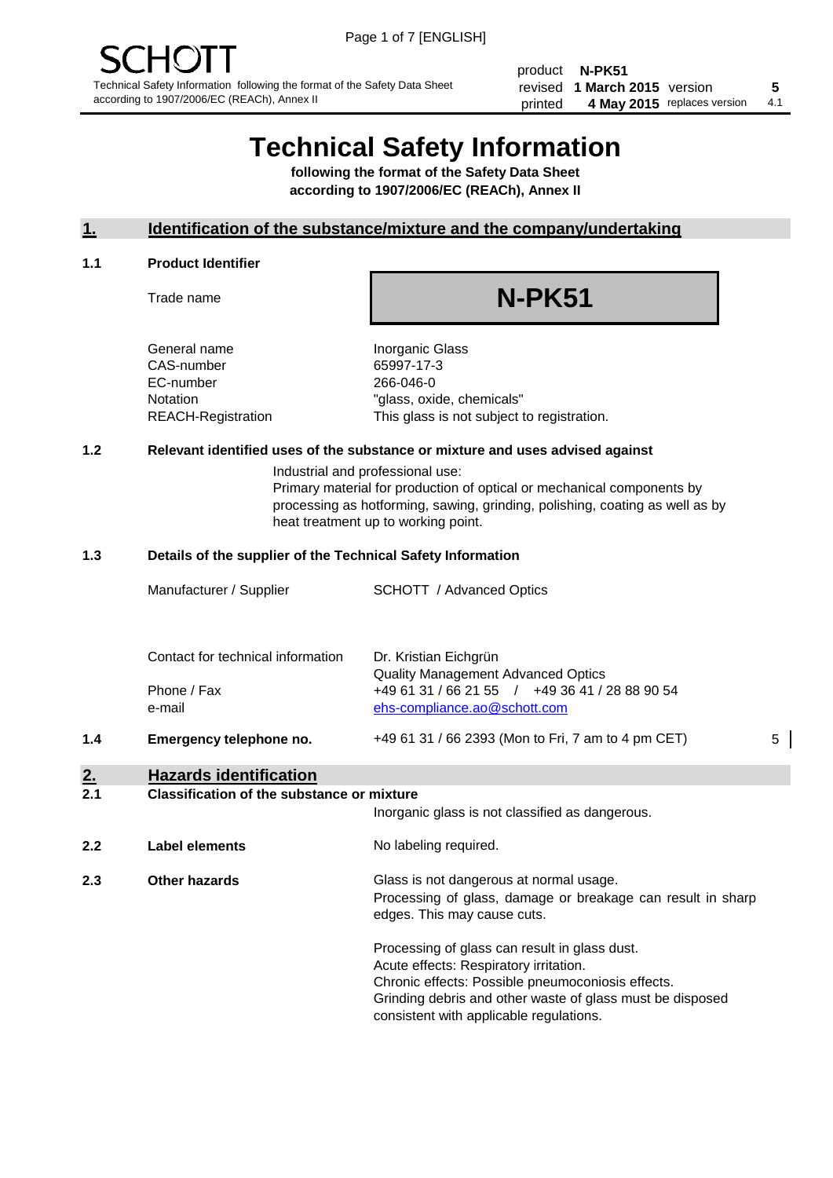# Technical Safety Information

**following the format of the Safety Data Sheet according to 1907/2006/EC (REACh), Annex II**

## 1. Identification of the substance/mixture and the company/undertaking

### 1.1 Product Identifier

| | |
|---|---|
| Trade name | **N-PK51** |
| General name | Inorganic Glass |
| CAS-number | 65997-17-3 |
| EC-number | 266-046-0 |
| Notation | "glass, oxide, chemicals" |
| REACH-Registration | This glass is not subject to registration. |

### 1.2 Relevant identified uses of the substance or mixture and uses advised against

Industrial and professional use:
Primary material for production of optical or mechanical components by processing as hotforming, sawing, grinding, polishing, coating as well as by heat treatment up to working point.

### 1.3 Details of the supplier of the Technical Safety Information

| | |
|---|---|
| Manufacturer / Supplier | SCHOTT / Advanced Optics |
| Contact for technical information | Dr. Kristian Eichgrün<br>Quality Management Advanced Optics |
| Phone / Fax | +49 61 31 / 66 21 55 / +49 36 41 / 28 88 90 54 |
| e-mail | ehs-compliance.ao@schott.com |

### 1.4 Emergency telephone no.

+49 61 31 / 66 2393 (Mon to Fri, 7 am to 4 pm CET) 5

## 2. Hazards identification

### 2.1 Classification of the substance or mixture

Inorganic glass is not classified as dangerous.

### 2.2 Label elements

No labeling required.

### 2.3 Other hazards

Glass is not dangerous at normal usage.
Processing of glass, damage or breakage can result in sharp edges. This may cause cuts.

Processing of glass can result in glass dust.
Acute effects: Respiratory irritation.
Chronic effects: Possible pneumoconiosis effects.
Grinding debris and other waste of glass must be disposed consistent with applicable regulations.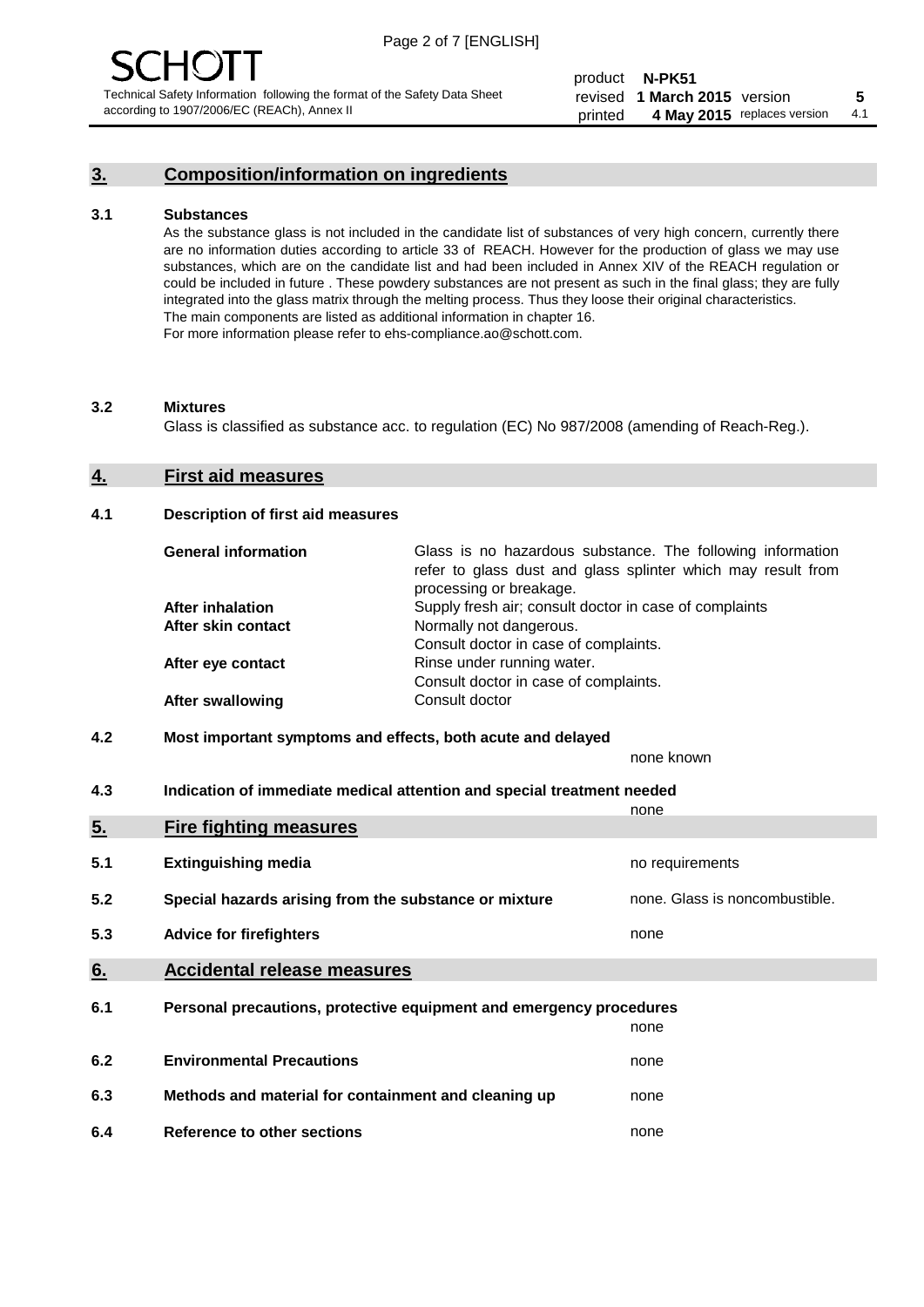## 3. Composition/information on ingredients

### 3.1 Substances

As the substance glass is not included in the candidate list of substances of very high concern, currently there are no information duties according to article 33 of REACH. However for the production of glass we may use substances, which are on the candidate list and had been included in Annex XIV of the REACH regulation or could be included in future . These powdery substances are not present as such in the final glass; they are fully integrated into the glass matrix through the melting process. Thus they loose their original characteristics. The main components are listed as additional information in chapter 16. For more information please refer to ehs-compliance.ao@schott.com.

### 3.2 Mixtures

Glass is classified as substance acc. to regulation (EC) No 987/2008 (amending of Reach-Reg.).

## 4. First aid measures

### 4.1 Description of first aid measures

| | |
|---|---|
| **General information** | Glass is no hazardous substance. The following information refer to glass dust and glass splinter which may result from processing or breakage. |
| **After inhalation** | Supply fresh air; consult doctor in case of complaints |
| **After skin contact** | Normally not dangerous. Consult doctor in case of complaints. |
| **After eye contact** | Rinse under running water. Consult doctor in case of complaints. |
| **After swallowing** | Consult doctor |

### 4.2 Most important symptoms and effects, both acute and delayed

none known

### 4.3 Indication of immediate medical attention and special treatment needed

none

## 5. Fire fighting measures

| | | |
|---|---|---|
| **5.1** | **Extinguishing media** | no requirements |
| **5.2** | **Special hazards arising from the substance or mixture** | none. Glass is noncombustible. |
| **5.3** | **Advice for firefighters** | none |

## 6. Accidental release measures

| | | |
|---|---|---|
| **6.1** | **Personal precautions, protective equipment and emergency procedures** | none |
| **6.2** | **Environmental Precautions** | none |
| **6.3** | **Methods and material for containment and cleaning up** | none |
| **6.4** | **Reference to other sections** | none |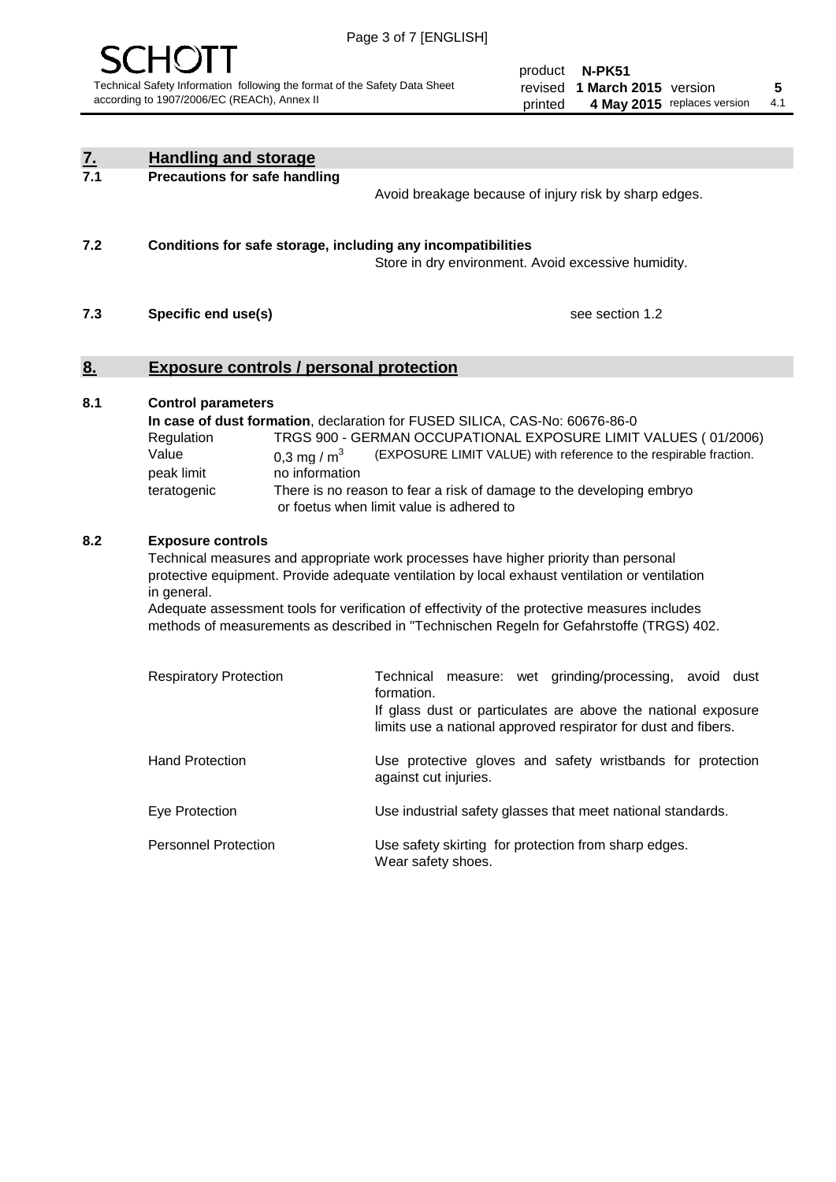## 7. Handling and storage

### 7.1 Precautions for safe handling

Avoid breakage because of injury risk by sharp edges.

### 7.2 Conditions for safe storage, including any incompatibilities

Store in dry environment. Avoid excessive humidity.

### 7.3 Specific end use(s)

see section 1.2

## 8. Exposure controls / personal protection

### 8.1 Control parameters

**In case of dust formation**, declaration for FUSED SILICA, CAS-No: 60676-86-0

| | |
|---|---|
| Regulation | TRGS 900 - GERMAN OCCUPATIONAL EXPOSURE LIMIT VALUES ( 01/2006) |
| Value | 0,3 mg / $m^3$ (EXPOSURE LIMIT VALUE) with reference to the respirable fraction. |
| peak limit | no information |
| teratogenic | There is no reason to fear a risk of damage to the developing embryo or foetus when limit value is adhered to |

### 8.2 Exposure controls

Technical measures and appropriate work processes have higher priority than personal protective equipment. Provide adequate ventilation by local exhaust ventilation or ventilation in general.
Adequate assessment tools for verification of effectivity of the protective measures includes methods of measurements as described in "Technischen Regeln for Gefahrstoffe (TRGS) 402.

| | |
|---|---|
| Respiratory Protection | Technical measure: wet grinding/processing, avoid dust formation. If glass dust or particulates are above the national exposure limits use a national approved respirator for dust and fibers. |
| Hand Protection | Use protective gloves and safety wristbands for protection against cut injuries. |
| Eye Protection | Use industrial safety glasses that meet national standards. |
| Personnel Protection | Use safety skirting for protection from sharp edges. Wear safety shoes. |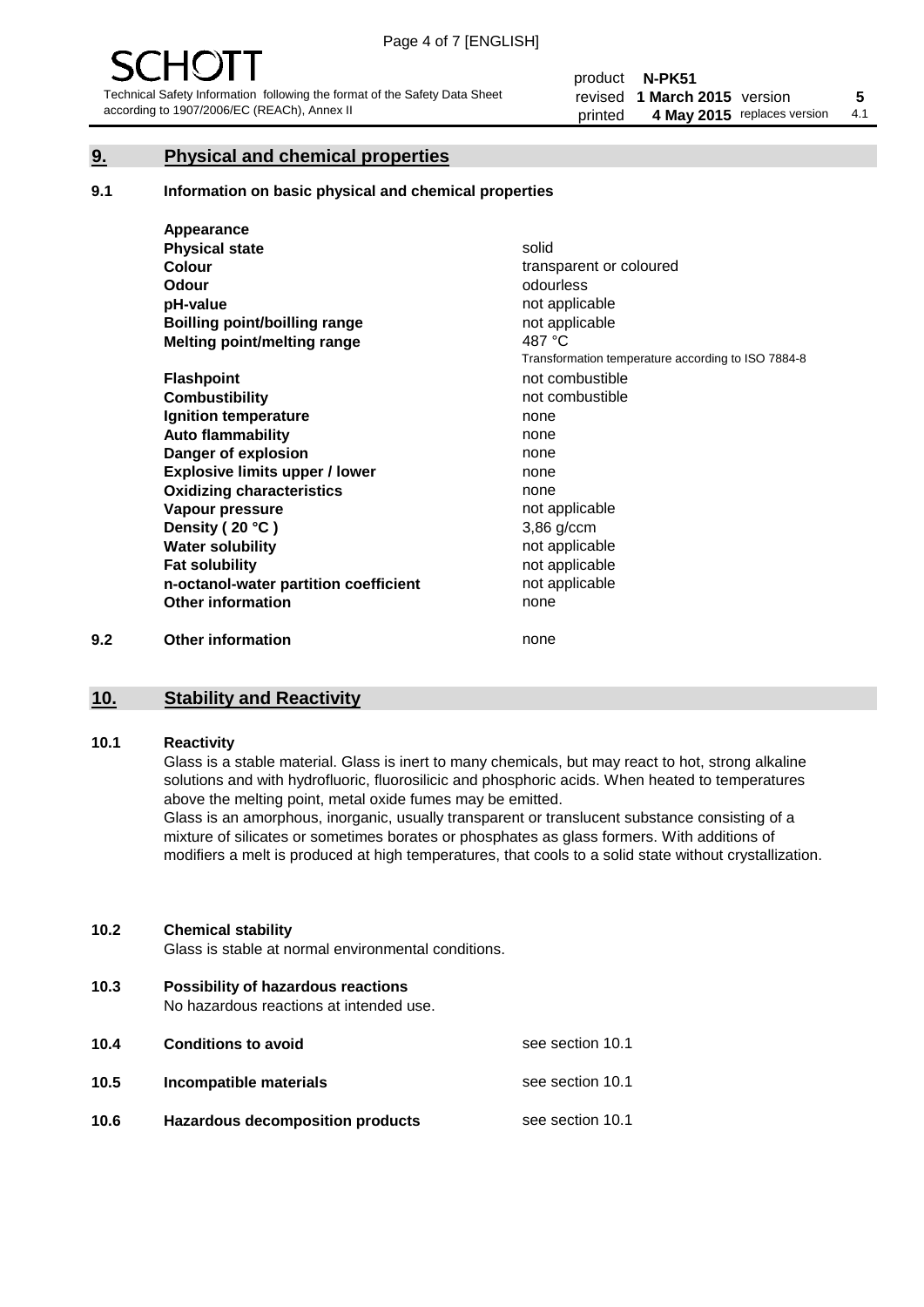## 9. Physical and chemical properties

### 9.1 Information on basic physical and chemical properties

| | |
|---|---|
| **Appearance** | |
| **Physical state** | solid |
| **Colour** | transparent or coloured |
| **Odour** | odourless |
| **pH-value** | not applicable |
| **Boilling point/boilling range** | not applicable |
| **Melting point/melting range** | 487 °C<br>Transformation temperature according to ISO 7884-8 |
| **Flashpoint** | not combustible |
| **Combustibility** | not combustible |
| **Ignition temperature** | none |
| **Auto flammability** | none |
| **Danger of explosion** | none |
| **Explosive limits upper / lower** | none |
| **Oxidizing characteristics** | none |
| **Vapour pressure** | not applicable |
| **Density ( 20 °C )** | 3,86 g/ccm |
| **Water solubility** | not applicable |
| **Fat solubility** | not applicable |
| **n-octanol-water partition coefficient** | not applicable |
| **Other information** | none |

### 9.2 Other information

none

## 10. Stability and Reactivity

### 10.1 Reactivity

Glass is a stable material. Glass is inert to many chemicals, but may react to hot, strong alkaline solutions and with hydrofluoric, fluorosilicic and phosphoric acids. When heated to temperatures above the melting point, metal oxide fumes may be emitted.

Glass is an amorphous, inorganic, usually transparent or translucent substance consisting of a mixture of silicates or sometimes borates or phosphates as glass formers. With additions of modifiers a melt is produced at high temperatures, that cools to a solid state without crystallization.

### 10.2 Chemical stability

Glass is stable at normal environmental conditions.

### 10.3 Possibility of hazardous reactions

No hazardous reactions at intended use.

### 10.4 Conditions to avoid

see section 10.1

### 10.5 Incompatible materials

see section 10.1

### 10.6 Hazardous decomposition products

see section 10.1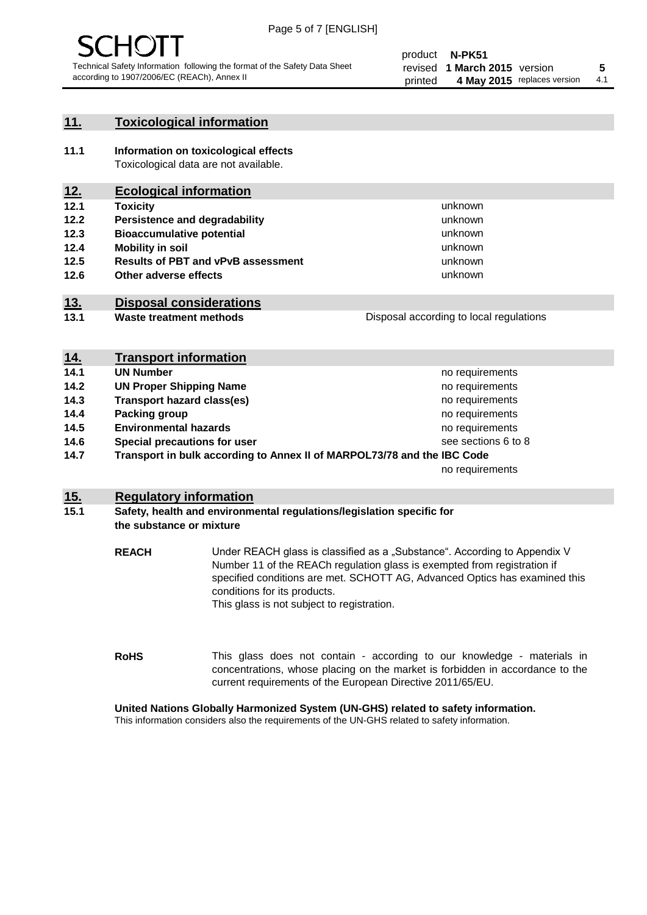## 11. Toxicological information

**11.1 Information on toxicological effects**
Toxicological data are not available.

## 12. Ecological information

| | | |
|---|---|---|
| **12.1** | **Toxicity** | unknown |
| **12.2** | **Persistence and degradability** | unknown |
| **12.3** | **Bioaccumulative potential** | unknown |
| **12.4** | **Mobility in soil** | unknown |
| **12.5** | **Results of PBT and vPvB assessment** | unknown |
| **12.6** | **Other adverse effects** | unknown |

## 13. Disposal considerations

| | | |
|---|---|---|
| **13.1** | **Waste treatment methods** | Disposal according to local regulations |

## 14. Transport information

| | | |
|---|---|---|
| **14.1** | **UN Number** | no requirements |
| **14.2** | **UN Proper Shipping Name** | no requirements |
| **14.3** | **Transport hazard class(es)** | no requirements |
| **14.4** | **Packing group** | no requirements |
| **14.5** | **Environmental hazards** | no requirements |
| **14.6** | **Special precautions for user** | see sections 6 to 8 |
| **14.7** | **Transport in bulk according to Annex II of MARPOL73/78 and the IBC Code** | no requirements |

## 15. Regulatory information

**15.1 Safety, health and environmental regulations/legislation specific for the substance or mixture**

**REACH**
Under REACH glass is classified as a „Substance". According to Appendix V Number 11 of the REACh regulation glass is exempted from registration if specified conditions are met. SCHOTT AG, Advanced Optics has examined this conditions for its products.
This glass is not subject to registration.

**RoHS**
This glass does not contain - according to our knowledge - materials in concentrations, whose placing on the market is forbidden in accordance to the current requirements of the European Directive 2011/65/EU.

**United Nations Globally Harmonized System (UN-GHS) related to safety information.**
This information considers also the requirements of the UN-GHS related to safety information.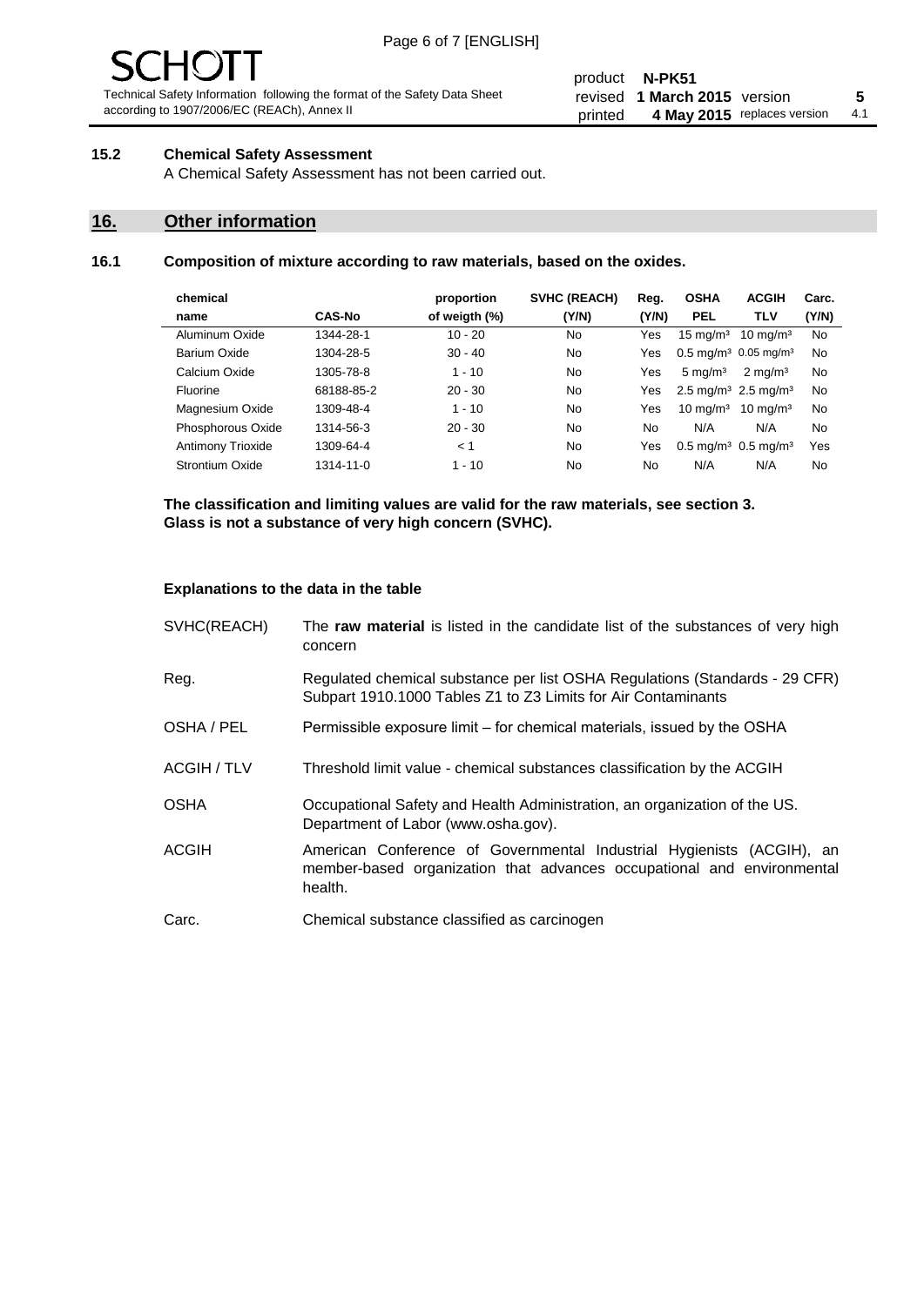## 15.2 Chemical Safety Assessment

A Chemical Safety Assessment has not been carried out.

# 16. Other information

## 16.1 Composition of mixture according to raw materials, based on the oxides.

| chemical name | CAS-No | proportion of weigth (%) | SVHC (REACH) (Y/N) | Reg. (Y/N) | OSHA PEL | ACGIH TLV | Carc. (Y/N) |
|---|---|---|---|---|---|---|---|
| Aluminum Oxide | 1344-28-1 | 10 - 20 | No | Yes | 15 mg/m³ | 10 mg/m³ | No |
| Barium Oxide | 1304-28-5 | 30 - 40 | No | Yes | 0.5 mg/m³ | 0.05 mg/m³ | No |
| Calcium Oxide | 1305-78-8 | 1 - 10 | No | Yes | 5 mg/m³ | 2 mg/m³ | No |
| Fluorine | 68188-85-2 | 20 - 30 | No | Yes | 2.5 mg/m³ | 2.5 mg/m³ | No |
| Magnesium Oxide | 1309-48-4 | 1 - 10 | No | Yes | 10 mg/m³ | 10 mg/m³ | No |
| Phosphorous Oxide | 1314-56-3 | 20 - 30 | No | No | N/A | N/A | No |
| Antimony Trioxide | 1309-64-4 | < 1 | No | Yes | 0.5 mg/m³ | 0.5 mg/m³ | Yes |
| Strontium Oxide | 1314-11-0 | 1 - 10 | No | No | N/A | N/A | No |

**The classification and limiting values are valid for the raw materials, see section 3.**
**Glass is not a substance of very high concern (SVHC).**

**Explanations to the data in the table**

| | |
|---|---|
| SVHC(REACH) | The **raw material** is listed in the candidate list of the substances of very high concern |
| Reg. | Regulated chemical substance per list OSHA Regulations (Standards - 29 CFR) Subpart 1910.1000 Tables Z1 to Z3 Limits for Air Contaminants |
| OSHA / PEL | Permissible exposure limit – for chemical materials, issued by the OSHA |
| ACGIH / TLV | Threshold limit value - chemical substances classification by the ACGIH |
| OSHA | Occupational Safety and Health Administration, an organization of the US. Department of Labor (www.osha.gov). |
| ACGIH | American Conference of Governmental Industrial Hygienists (ACGIH), an member-based organization that advances occupational and environmental health. |
| Carc. | Chemical substance classified as carcinogen |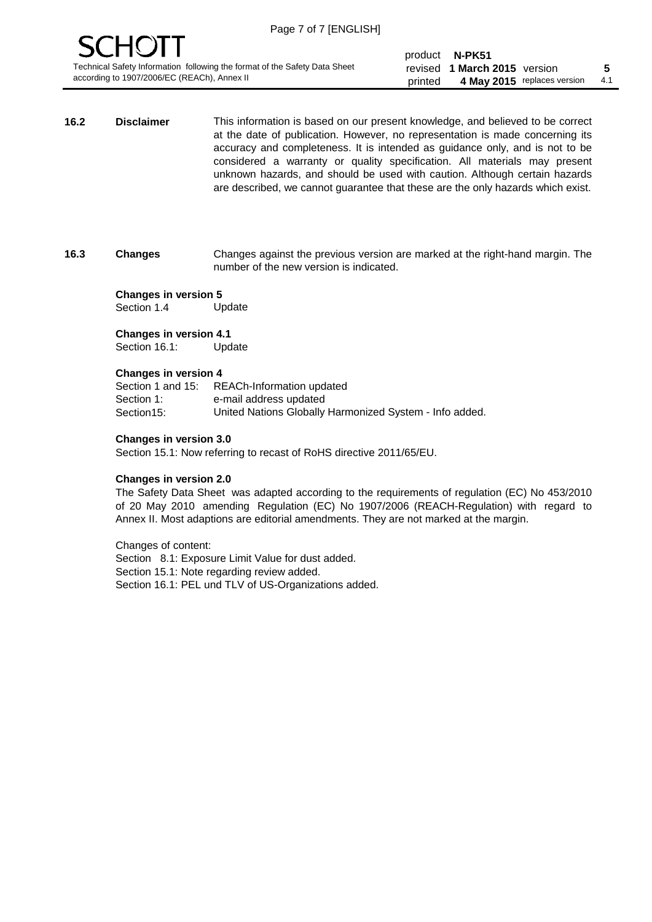**16.2 Disclaimer**

This information is based on our present knowledge, and believed to be correct at the date of publication. However, no representation is made concerning its accuracy and completeness. It is intended as guidance only, and is not to be considered a warranty or quality specification. All materials may present unknown hazards, and should be used with caution. Although certain hazards are described, we cannot guarantee that these are the only hazards which exist.

**16.3 Changes**

Changes against the previous version are marked at the right-hand margin. The number of the new version is indicated.

**Changes in version 5**

Section 1.4 Update

**Changes in version 4.1**

Section 16.1: Update

**Changes in version 4**

| | |
|---|---|
| Section 1 and 15: | REACh-Information updated |
| Section 1: | e-mail address updated |
| Section15: | United Nations Globally Harmonized System - Info added. |

**Changes in version 3.0**

Section 15.1: Now referring to recast of RoHS directive 2011/65/EU.

**Changes in version 2.0**

The Safety Data Sheet was adapted according to the requirements of regulation (EC) No 453/2010 of 20 May 2010 amending Regulation (EC) No 1907/2006 (REACH-Regulation) with regard to Annex II. Most adaptions are editorial amendments. They are not marked at the margin.

Changes of content:
Section 8.1: Exposure Limit Value for dust added.
Section 15.1: Note regarding review added.
Section 16.1: PEL und TLV of US-Organizations added.